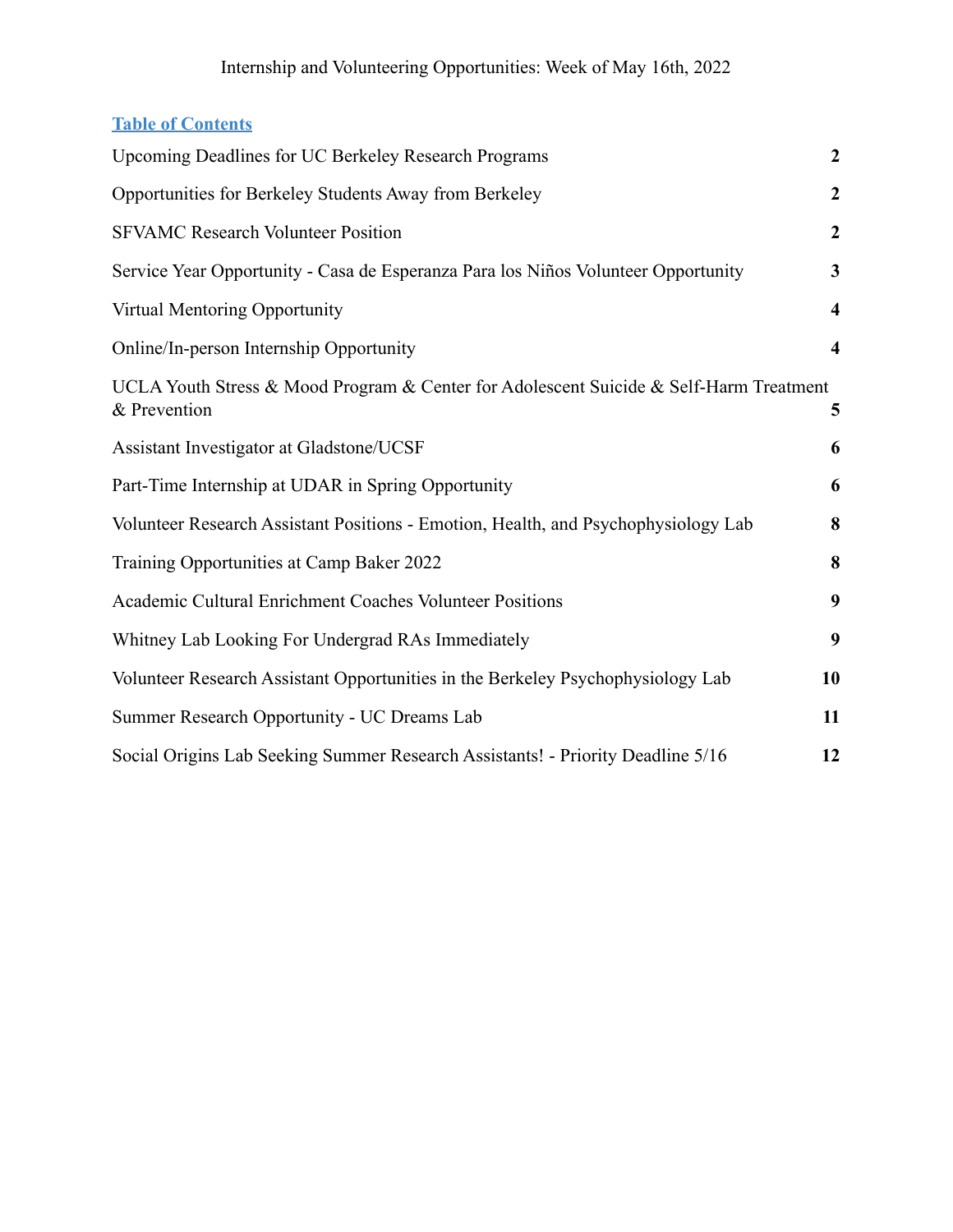Internship and Volunteering Opportunities: Week of May 16th, 2022

## Table of Contents

| | |
|---|---|
| Upcoming Deadlines for UC Berkeley Research Programs | **2** |
| Opportunities for Berkeley Students Away from Berkeley | **2** |
| SFVAMC Research Volunteer Position | **2** |
| Service Year Opportunity - Casa de Esperanza Para los Niños Volunteer Opportunity | **3** |
| Virtual Mentoring Opportunity | **4** |
| Online/In-person Internship Opportunity | **4** |
| UCLA Youth Stress & Mood Program & Center for Adolescent Suicide & Self-Harm Treatment & Prevention | **5** |
| Assistant Investigator at Gladstone/UCSF | **6** |
| Part-Time Internship at UDAR in Spring Opportunity | **6** |
| Volunteer Research Assistant Positions - Emotion, Health, and Psychophysiology Lab | **8** |
| Training Opportunities at Camp Baker 2022 | **8** |
| Academic Cultural Enrichment Coaches Volunteer Positions | **9** |
| Whitney Lab Looking For Undergrad RAs Immediately | **9** |
| Volunteer Research Assistant Opportunities in the Berkeley Psychophysiology Lab | **10** |
| Summer Research Opportunity - UC Dreams Lab | **11** |
| Social Origins Lab Seeking Summer Research Assistants! - Priority Deadline 5/16 | **12** |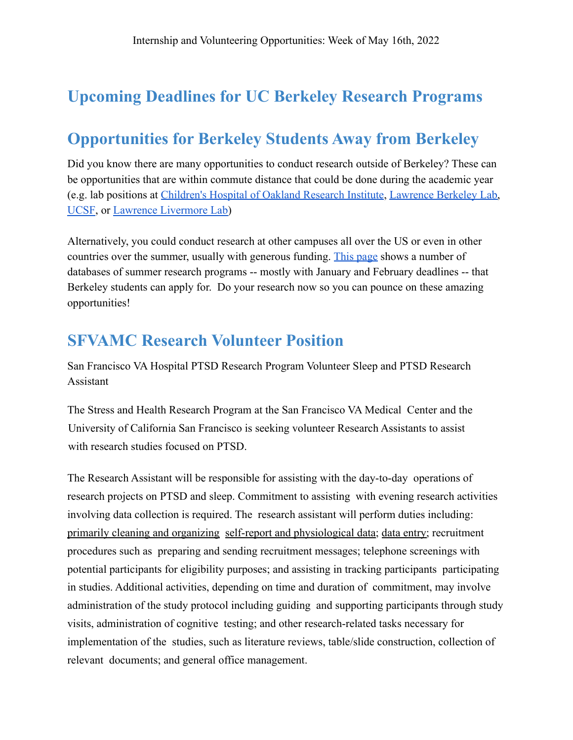Internship and Volunteering Opportunities: Week of May 16th, 2022

## Upcoming Deadlines for UC Berkeley Research Programs

## Opportunities for Berkeley Students Away from Berkeley

Did you know there are many opportunities to conduct research outside of Berkeley? These can be opportunities that are within commute distance that could be done during the academic year (e.g. lab positions at Children's Hospital of Oakland Research Institute, Lawrence Berkeley Lab, UCSF, or Lawrence Livermore Lab)

Alternatively, you could conduct research at other campuses all over the US or even in other countries over the summer, usually with generous funding. This page shows a number of databases of summer research programs -- mostly with January and February deadlines -- that Berkeley students can apply for. Do your research now so you can pounce on these amazing opportunities!

## SFVAMC Research Volunteer Position

San Francisco VA Hospital PTSD Research Program Volunteer Sleep and PTSD Research Assistant

The Stress and Health Research Program at the San Francisco VA Medical Center and the University of California San Francisco is seeking volunteer Research Assistants to assist with research studies focused on PTSD.

The Research Assistant will be responsible for assisting with the day-to-day operations of research projects on PTSD and sleep. Commitment to assisting with evening research activities involving data collection is required. The research assistant will perform duties including: primarily cleaning and organizing self-report and physiological data; data entry; recruitment procedures such as preparing and sending recruitment messages; telephone screenings with potential participants for eligibility purposes; and assisting in tracking participants participating in studies. Additional activities, depending on time and duration of commitment, may involve administration of the study protocol including guiding and supporting participants through study visits, administration of cognitive testing; and other research-related tasks necessary for implementation of the studies, such as literature reviews, table/slide construction, collection of relevant documents; and general office management.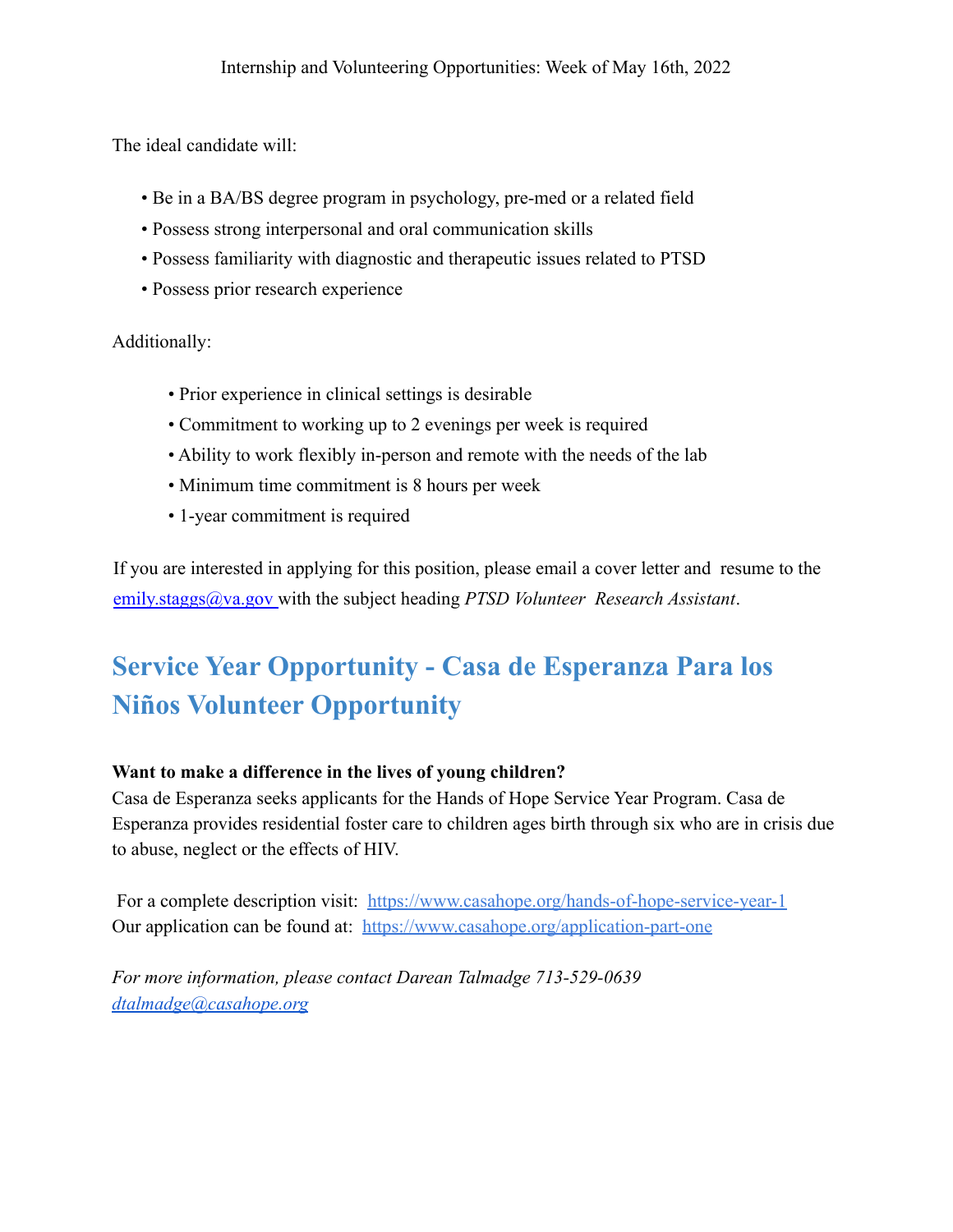The ideal candidate will:

- Be in a BA/BS degree program in psychology, pre-med or a related field
- Possess strong interpersonal and oral communication skills
- Possess familiarity with diagnostic and therapeutic issues related to PTSD
- Possess prior research experience

Additionally:

- Prior experience in clinical settings is desirable
- Commitment to working up to 2 evenings per week is required
- Ability to work flexibly in-person and remote with the needs of the lab
- Minimum time commitment is 8 hours per week
- 1-year commitment is required

If you are interested in applying for this position, please email a cover letter and resume to the emily.staggs@va.gov with the subject heading *PTSD Volunteer Research Assistant*.

## Service Year Opportunity - Casa de Esperanza Para los Niños Volunteer Opportunity

**Want to make a difference in the lives of young children?**

Casa de Esperanza seeks applicants for the Hands of Hope Service Year Program. Casa de Esperanza provides residential foster care to children ages birth through six who are in crisis due to abuse, neglect or the effects of HIV.

For a complete description visit: https://www.casahope.org/hands-of-hope-service-year-1

Our application can be found at: https://www.casahope.org/application-part-one

*For more information, please contact Darean Talmadge 713-529-0639*
*dtalmadge@casahope.org*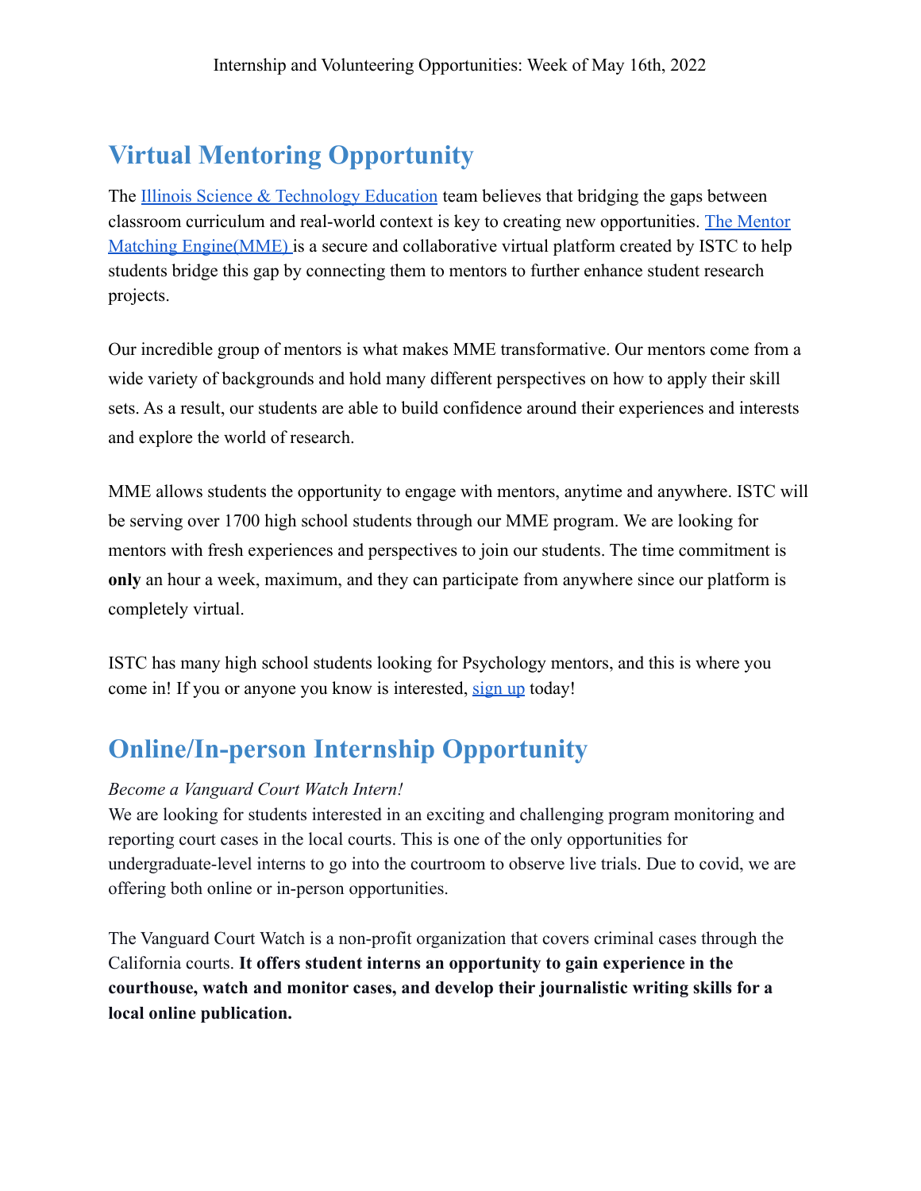Internship and Volunteering Opportunities: Week of May 16th, 2022

## Virtual Mentoring Opportunity

The Illinois Science & Technology Education team believes that bridging the gaps between classroom curriculum and real-world context is key to creating new opportunities. The Mentor Matching Engine(MME) is a secure and collaborative virtual platform created by ISTC to help students bridge this gap by connecting them to mentors to further enhance student research projects.

Our incredible group of mentors is what makes MME transformative. Our mentors come from a wide variety of backgrounds and hold many different perspectives on how to apply their skill sets. As a result, our students are able to build confidence around their experiences and interests and explore the world of research.

MME allows students the opportunity to engage with mentors, anytime and anywhere. ISTC will be serving over 1700 high school students through our MME program. We are looking for mentors with fresh experiences and perspectives to join our students. The time commitment is **only** an hour a week, maximum, and they can participate from anywhere since our platform is completely virtual.

ISTC has many high school students looking for Psychology mentors, and this is where you come in! If you or anyone you know is interested, sign up today!

## Online/In-person Internship Opportunity

*Become a Vanguard Court Watch Intern!*

We are looking for students interested in an exciting and challenging program monitoring and reporting court cases in the local courts. This is one of the only opportunities for undergraduate-level interns to go into the courtroom to observe live trials. Due to covid, we are offering both online or in-person opportunities.

The Vanguard Court Watch is a non-profit organization that covers criminal cases through the California courts. **It offers student interns an opportunity to gain experience in the courthouse, watch and monitor cases, and develop their journalistic writing skills for a local online publication.**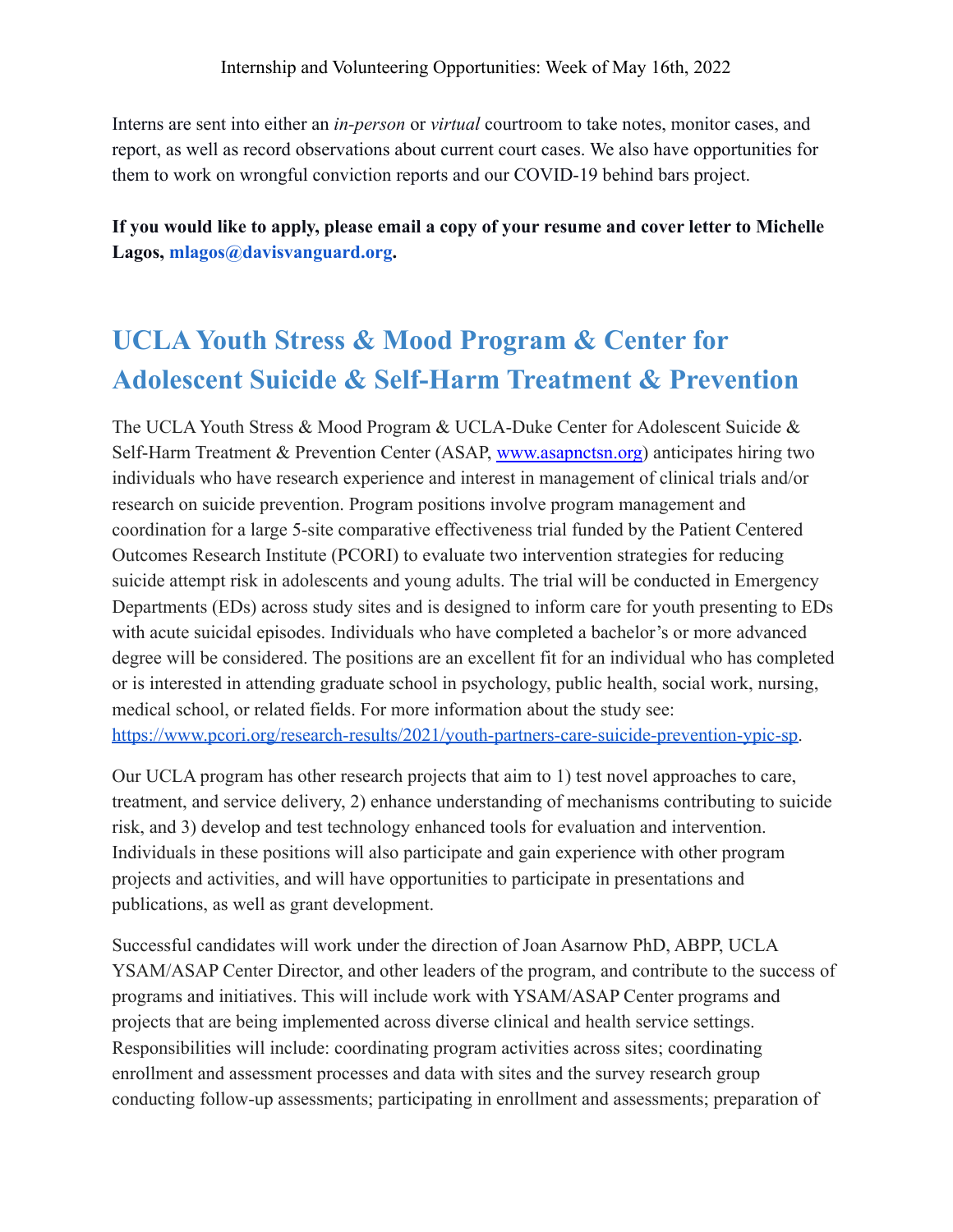Interns are sent into either an *in-person* or *virtual* courtroom to take notes, monitor cases, and report, as well as record observations about current court cases. We also have opportunities for them to work on wrongful conviction reports and our COVID-19 behind bars project.

**If you would like to apply, please email a copy of your resume and cover letter to Michelle Lagos, mlagos@davisvanguard.org.**

## UCLA Youth Stress & Mood Program & Center for Adolescent Suicide & Self-Harm Treatment & Prevention

The UCLA Youth Stress & Mood Program & UCLA-Duke Center for Adolescent Suicide & Self-Harm Treatment & Prevention Center (ASAP, www.asapnctsn.org) anticipates hiring two individuals who have research experience and interest in management of clinical trials and/or research on suicide prevention. Program positions involve program management and coordination for a large 5-site comparative effectiveness trial funded by the Patient Centered Outcomes Research Institute (PCORI) to evaluate two intervention strategies for reducing suicide attempt risk in adolescents and young adults. The trial will be conducted in Emergency Departments (EDs) across study sites and is designed to inform care for youth presenting to EDs with acute suicidal episodes. Individuals who have completed a bachelor's or more advanced degree will be considered. The positions are an excellent fit for an individual who has completed or is interested in attending graduate school in psychology, public health, social work, nursing, medical school, or related fields. For more information about the study see: https://www.pcori.org/research-results/2021/youth-partners-care-suicide-prevention-ypic-sp.

Our UCLA program has other research projects that aim to 1) test novel approaches to care, treatment, and service delivery, 2) enhance understanding of mechanisms contributing to suicide risk, and 3) develop and test technology enhanced tools for evaluation and intervention. Individuals in these positions will also participate and gain experience with other program projects and activities, and will have opportunities to participate in presentations and publications, as well as grant development.

Successful candidates will work under the direction of Joan Asarnow PhD, ABPP, UCLA YSAM/ASAP Center Director, and other leaders of the program, and contribute to the success of programs and initiatives. This will include work with YSAM/ASAP Center programs and projects that are being implemented across diverse clinical and health service settings. Responsibilities will include: coordinating program activities across sites; coordinating enrollment and assessment processes and data with sites and the survey research group conducting follow-up assessments; participating in enrollment and assessments; preparation of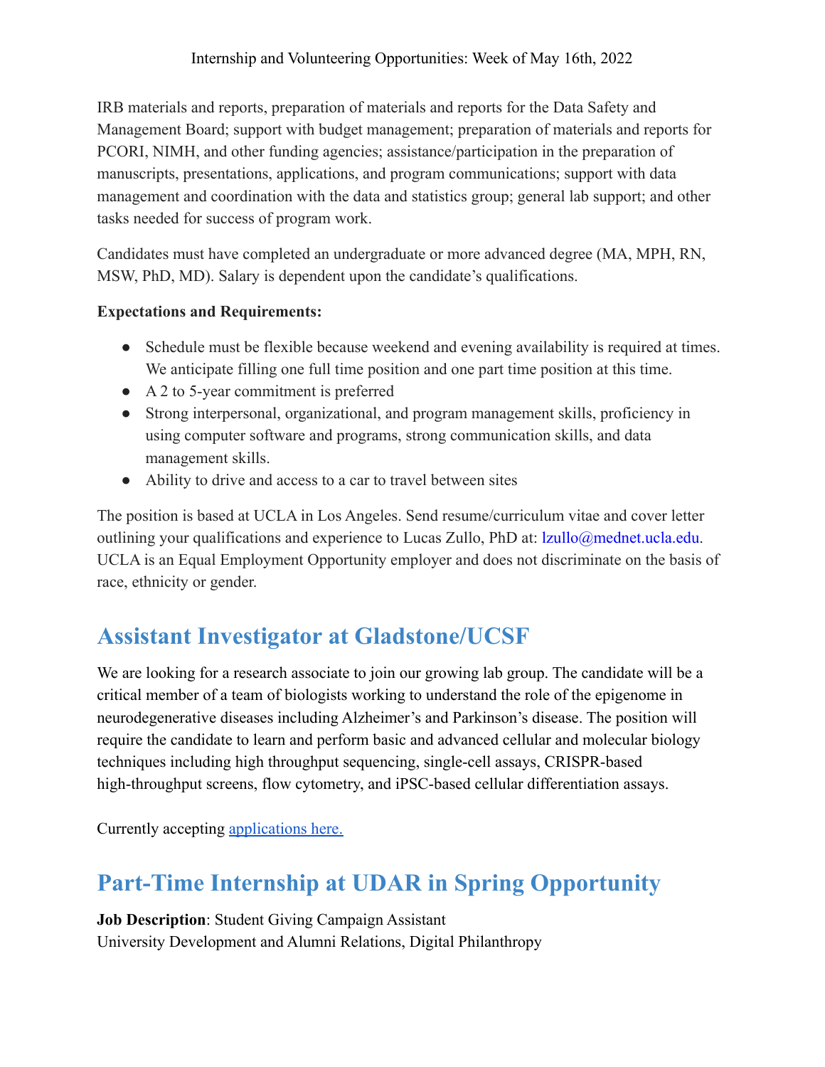IRB materials and reports, preparation of materials and reports for the Data Safety and Management Board; support with budget management; preparation of materials and reports for PCORI, NIMH, and other funding agencies; assistance/participation in the preparation of manuscripts, presentations, applications, and program communications; support with data management and coordination with the data and statistics group; general lab support; and other tasks needed for success of program work.

Candidates must have completed an undergraduate or more advanced degree (MA, MPH, RN, MSW, PhD, MD). Salary is dependent upon the candidate's qualifications.

**Expectations and Requirements:**

- Schedule must be flexible because weekend and evening availability is required at times. We anticipate filling one full time position and one part time position at this time.
- A 2 to 5-year commitment is preferred
- Strong interpersonal, organizational, and program management skills, proficiency in using computer software and programs, strong communication skills, and data management skills.
- Ability to drive and access to a car to travel between sites

The position is based at UCLA in Los Angeles. Send resume/curriculum vitae and cover letter outlining your qualifications and experience to Lucas Zullo, PhD at: lzullo@mednet.ucla.edu. UCLA is an Equal Employment Opportunity employer and does not discriminate on the basis of race, ethnicity or gender.

## Assistant Investigator at Gladstone/UCSF

We are looking for a research associate to join our growing lab group. The candidate will be a critical member of a team of biologists working to understand the role of the epigenome in neurodegenerative diseases including Alzheimer's and Parkinson's disease. The position will require the candidate to learn and perform basic and advanced cellular and molecular biology techniques including high throughput sequencing, single-cell assays, CRISPR-based high-throughput screens, flow cytometry, and iPSC-based cellular differentiation assays.

Currently accepting applications here.

## Part-Time Internship at UDAR in Spring Opportunity

**Job Description**: Student Giving Campaign Assistant
University Development and Alumni Relations, Digital Philanthropy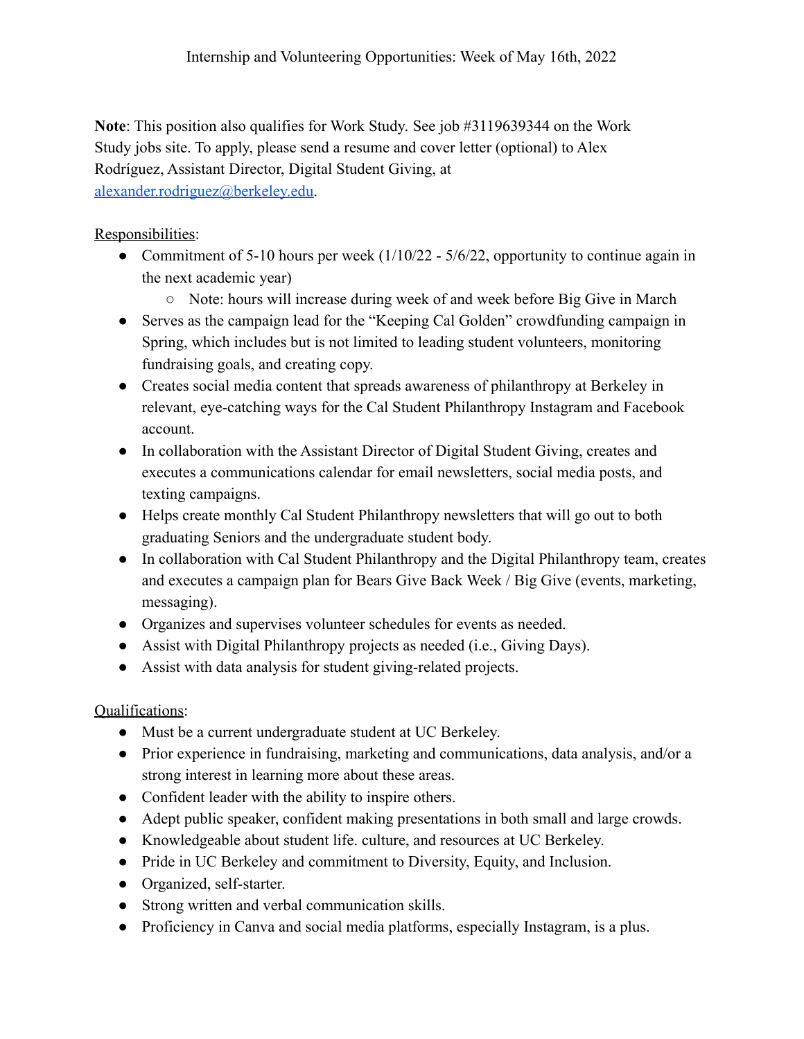**Note**: This position also qualifies for Work Study. See job #3119639344 on the Work Study jobs site. To apply, please send a resume and cover letter (optional) to Alex Rodríguez, Assistant Director, Digital Student Giving, at [alexander.rodriguez@berkeley.edu](mailto:alexander.rodriguez@berkeley.edu).

Responsibilities:

- Commitment of 5-10 hours per week (1/10/22 - 5/6/22, opportunity to continue again in the next academic year)
  - Note: hours will increase during week of and week before Big Give in March
- Serves as the campaign lead for the "Keeping Cal Golden" crowdfunding campaign in Spring, which includes but is not limited to leading student volunteers, monitoring fundraising goals, and creating copy.
- Creates social media content that spreads awareness of philanthropy at Berkeley in relevant, eye-catching ways for the Cal Student Philanthropy Instagram and Facebook account.
- In collaboration with the Assistant Director of Digital Student Giving, creates and executes a communications calendar for email newsletters, social media posts, and texting campaigns.
- Helps create monthly Cal Student Philanthropy newsletters that will go out to both graduating Seniors and the undergraduate student body.
- In collaboration with Cal Student Philanthropy and the Digital Philanthropy team, creates and executes a campaign plan for Bears Give Back Week / Big Give (events, marketing, messaging).
- Organizes and supervises volunteer schedules for events as needed.
- Assist with Digital Philanthropy projects as needed (i.e., Giving Days).
- Assist with data analysis for student giving-related projects.

Qualifications:

- Must be a current undergraduate student at UC Berkeley.
- Prior experience in fundraising, marketing and communications, data analysis, and/or a strong interest in learning more about these areas.
- Confident leader with the ability to inspire others.
- Adept public speaker, confident making presentations in both small and large crowds.
- Knowledgeable about student life. culture, and resources at UC Berkeley.
- Pride in UC Berkeley and commitment to Diversity, Equity, and Inclusion.
- Organized, self-starter.
- Strong written and verbal communication skills.
- Proficiency in Canva and social media platforms, especially Instagram, is a plus.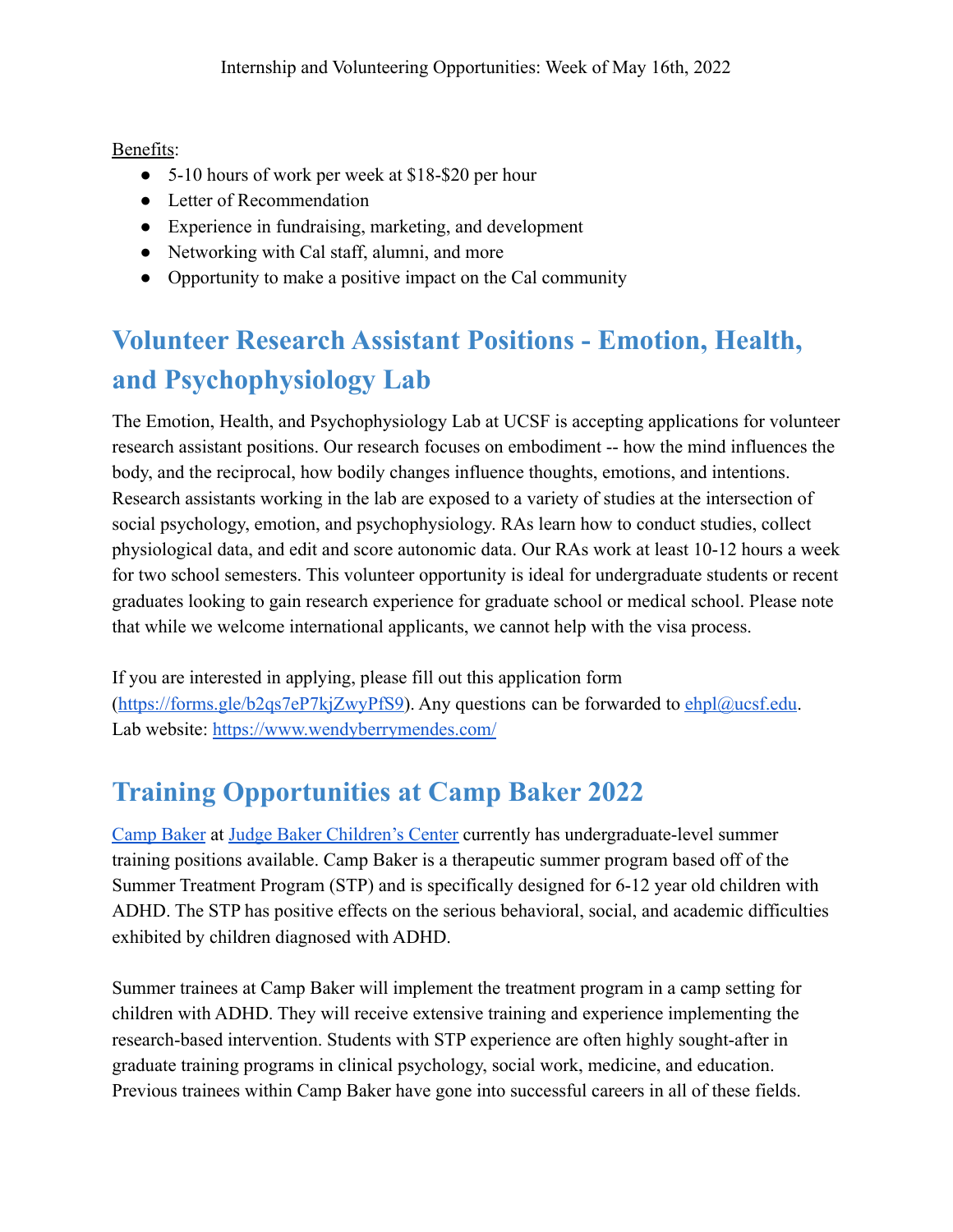Benefits:

- 5-10 hours of work per week at $18-$20 per hour
- Letter of Recommendation
- Experience in fundraising, marketing, and development
- Networking with Cal staff, alumni, and more
- Opportunity to make a positive impact on the Cal community

## Volunteer Research Assistant Positions - Emotion, Health, and Psychophysiology Lab

The Emotion, Health, and Psychophysiology Lab at UCSF is accepting applications for volunteer research assistant positions. Our research focuses on embodiment -- how the mind influences the body, and the reciprocal, how bodily changes influence thoughts, emotions, and intentions. Research assistants working in the lab are exposed to a variety of studies at the intersection of social psychology, emotion, and psychophysiology. RAs learn how to conduct studies, collect physiological data, and edit and score autonomic data. Our RAs work at least 10-12 hours a week for two school semesters. This volunteer opportunity is ideal for undergraduate students or recent graduates looking to gain research experience for graduate school or medical school. Please note that while we welcome international applicants, we cannot help with the visa process.

If you are interested in applying, please fill out this application form (https://forms.gle/b2qs7eP7kjZwyPfS9). Any questions can be forwarded to ehpl@ucsf.edu.
Lab website: https://www.wendyberrymendes.com/

## Training Opportunities at Camp Baker 2022

Camp Baker at Judge Baker Children's Center currently has undergraduate-level summer training positions available. Camp Baker is a therapeutic summer program based off of the Summer Treatment Program (STP) and is specifically designed for 6-12 year old children with ADHD. The STP has positive effects on the serious behavioral, social, and academic difficulties exhibited by children diagnosed with ADHD.

Summer trainees at Camp Baker will implement the treatment program in a camp setting for children with ADHD. They will receive extensive training and experience implementing the research-based intervention. Students with STP experience are often highly sought-after in graduate training programs in clinical psychology, social work, medicine, and education. Previous trainees within Camp Baker have gone into successful careers in all of these fields.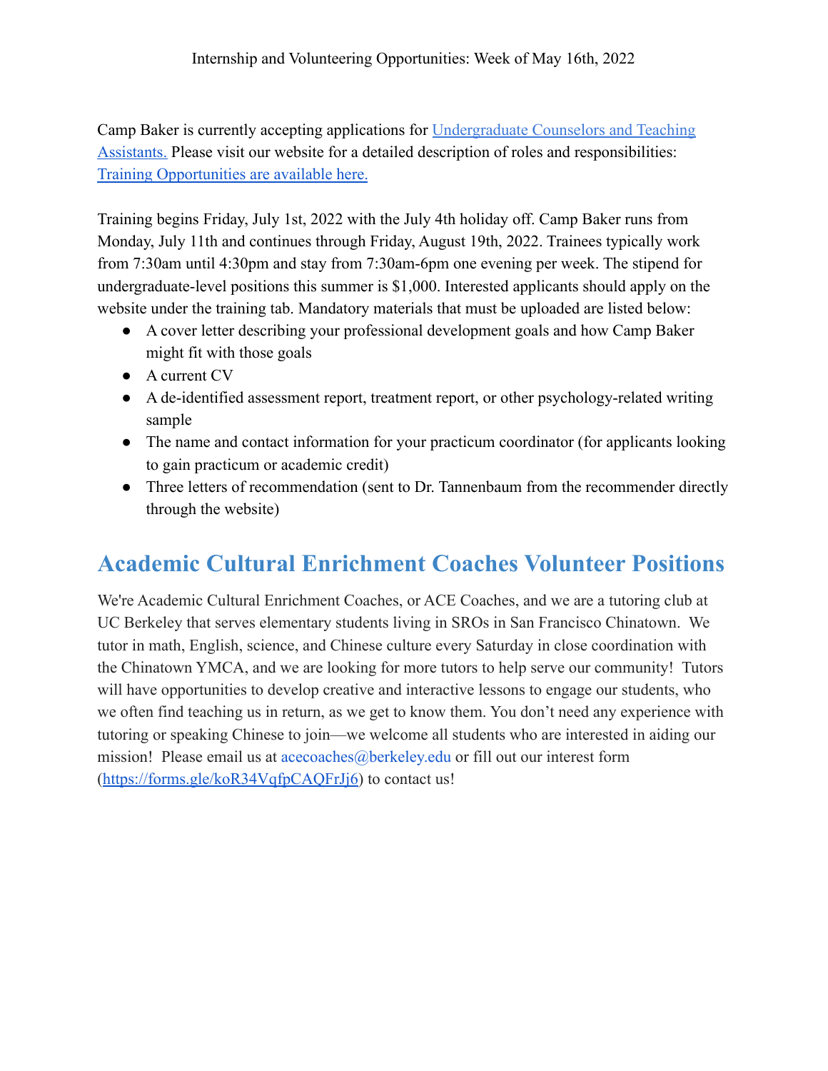Internship and Volunteering Opportunities: Week of May 16th, 2022

Camp Baker is currently accepting applications for Undergraduate Counselors and Teaching Assistants. Please visit our website for a detailed description of roles and responsibilities: Training Opportunities are available here.

Training begins Friday, July 1st, 2022 with the July 4th holiday off. Camp Baker runs from Monday, July 11th and continues through Friday, August 19th, 2022. Trainees typically work from 7:30am until 4:30pm and stay from 7:30am-6pm one evening per week. The stipend for undergraduate-level positions this summer is $1,000. Interested applicants should apply on the website under the training tab. Mandatory materials that must be uploaded are listed below:

- A cover letter describing your professional development goals and how Camp Baker might fit with those goals
- A current CV
- A de-identified assessment report, treatment report, or other psychology-related writing sample
- The name and contact information for your practicum coordinator (for applicants looking to gain practicum or academic credit)
- Three letters of recommendation (sent to Dr. Tannenbaum from the recommender directly through the website)

## Academic Cultural Enrichment Coaches Volunteer Positions

We're Academic Cultural Enrichment Coaches, or ACE Coaches, and we are a tutoring club at UC Berkeley that serves elementary students living in SROs in San Francisco Chinatown. We tutor in math, English, science, and Chinese culture every Saturday in close coordination with the Chinatown YMCA, and we are looking for more tutors to help serve our community! Tutors will have opportunities to develop creative and interactive lessons to engage our students, who we often find teaching us in return, as we get to know them. You don't need any experience with tutoring or speaking Chinese to join—we welcome all students who are interested in aiding our mission! Please email us at acecoaches@berkeley.edu or fill out our interest form (https://forms.gle/koR34VqfpCAQFrJj6) to contact us!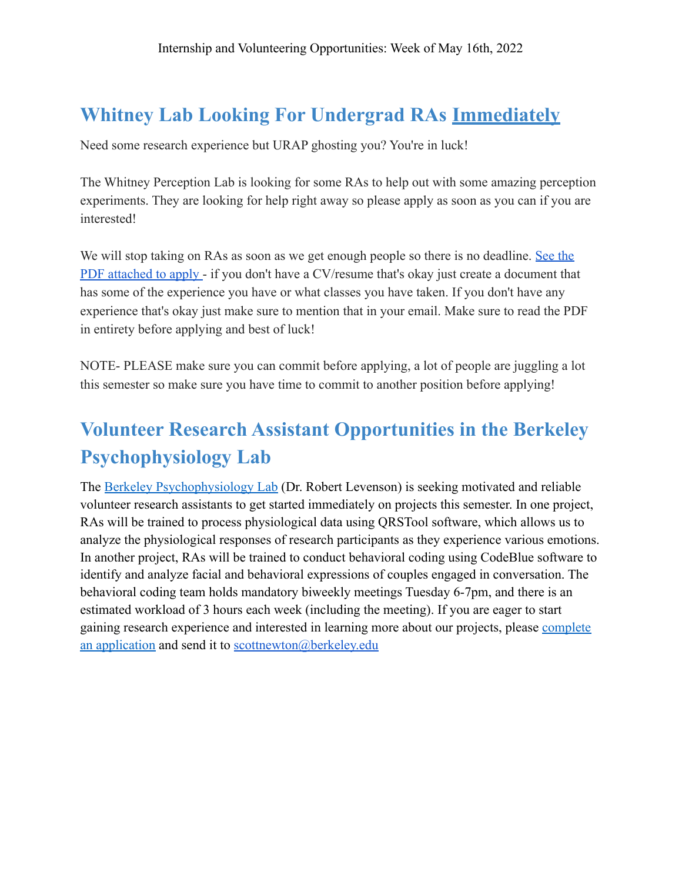Internship and Volunteering Opportunities: Week of May 16th, 2022

## Whitney Lab Looking For Undergrad RAs Immediately

Need some research experience but URAP ghosting you? You're in luck!

The Whitney Perception Lab is looking for some RAs to help out with some amazing perception experiments. They are looking for help right away so please apply as soon as you can if you are interested!

We will stop taking on RAs as soon as we get enough people so there is no deadline. See the PDF attached to apply - if you don't have a CV/resume that's okay just create a document that has some of the experience you have or what classes you have taken. If you don't have any experience that's okay just make sure to mention that in your email. Make sure to read the PDF in entirety before applying and best of luck!

NOTE- PLEASE make sure you can commit before applying, a lot of people are juggling a lot this semester so make sure you have time to commit to another position before applying!

## Volunteer Research Assistant Opportunities in the Berkeley Psychophysiology Lab

The Berkeley Psychophysiology Lab (Dr. Robert Levenson) is seeking motivated and reliable volunteer research assistants to get started immediately on projects this semester. In one project, RAs will be trained to process physiological data using QRSTool software, which allows us to analyze the physiological responses of research participants as they experience various emotions. In another project, RAs will be trained to conduct behavioral coding using CodeBlue software to identify and analyze facial and behavioral expressions of couples engaged in conversation. The behavioral coding team holds mandatory biweekly meetings Tuesday 6-7pm, and there is an estimated workload of 3 hours each week (including the meeting). If you are eager to start gaining research experience and interested in learning more about our projects, please complete an application and send it to scottnewton@berkeley.edu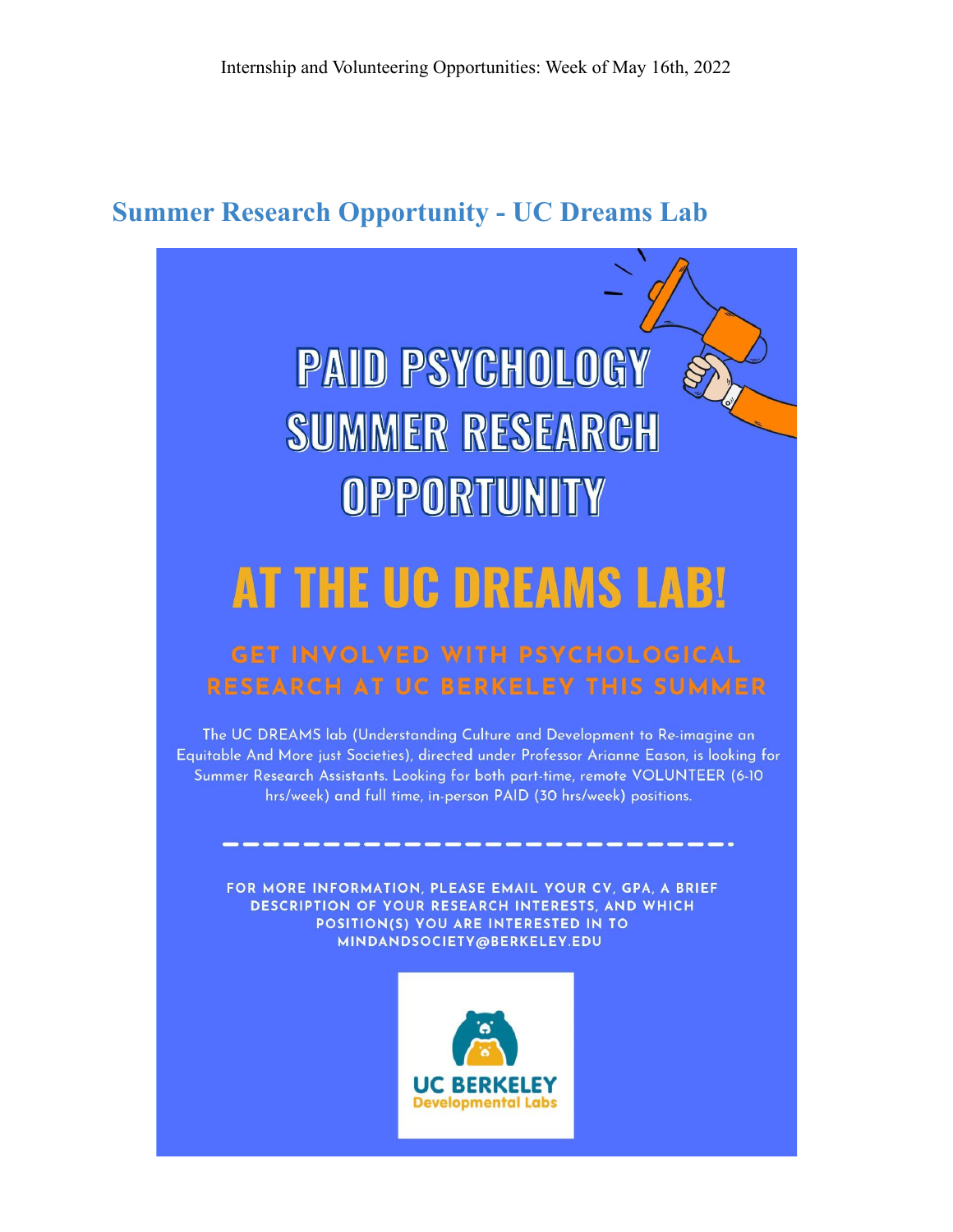# Summary Research Opportunity - UC Dreams Lab

# PAID PSYCHOLOGY SUMMER RESEARCH OPPORTUNITY

## AT THE UC DREAMS LAB!

### GET INVOLVED WITH PSYCHOLOGICAL RESEARCH AT UC BERKELEY THIS SUMMER

The UC DREAMS lab (Understanding Culture and Development to Re-imagine an Equitable And More just Societies), directed under Professor Arianne Eason, is looking for Summer Research Assistants. Looking for both part-time, remote VOLUNTEER (6-10 hrs/week) and full time, in-person PAID (30 hrs/week) positions.

FOR MORE INFORMATION, PLEASE EMAIL YOUR CV, GPA, A BRIEF DESCRIPTION OF YOUR RESEARCH INTERESTS, AND WHICH POSITION(S) YOU ARE INTERESTED IN TO MINDANDSOCIETY@BERKELEY.EDU

UC BERKELEY
Developmental Labs

# Summer Research Opportunity - UC Dreams Lab

# PAID PSYCHOLOGY SUMMER RESEARCH OPPORTUNITY

## AT THE UC DREAMS LAB!

### GET INVOLVED WITH PSYCHOLOGICAL RESEARCH AT UC BERKELEY THIS SUMMER

The UC DREAMS lab (Understanding Culture and Development to Re-imagine an Equitable And More just Societies), directed under Professor Arianne Eason, is looking for Summer Research Assistants. Looking for both part-time, remote VOLUNTEER (6-10 hrs/week) and full time, in-person PAID (30 hrs/week) positions.

FOR MORE INFORMATION, PLEASE EMAIL YOUR CV, GPA, A BRIEF DESCRIPTION OF YOUR RESEARCH INTERESTS, AND WHICH POSITION(S) YOU ARE INTERESTED IN TO MINDANDSOCIETY@BERKELEY.EDU

UC BERKELEY
Developmental Labs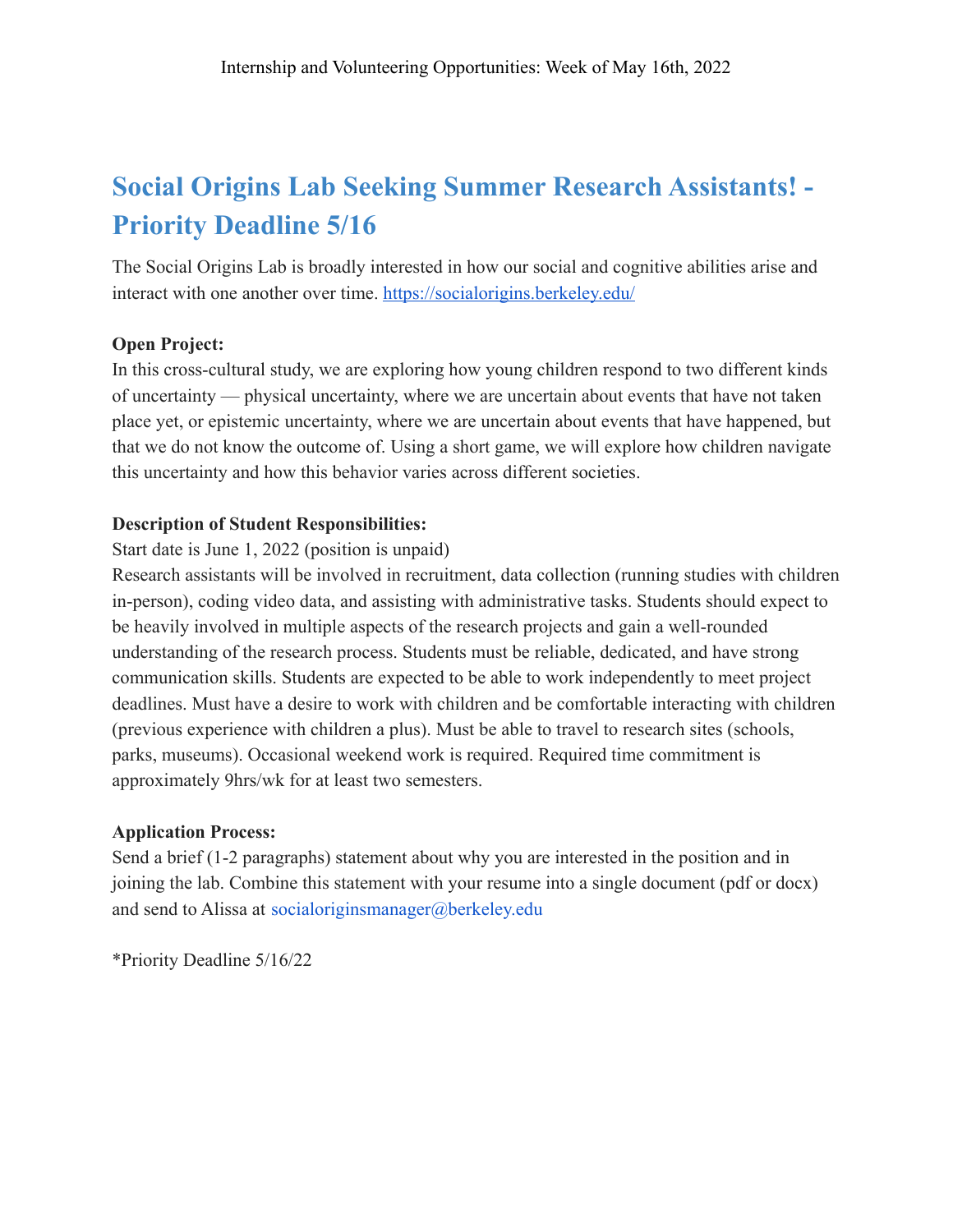## Social Origins Lab Seeking Summer Research Assistants! - Priority Deadline 5/16

The Social Origins Lab is broadly interested in how our social and cognitive abilities arise and interact with one another over time. https://socialorigins.berkeley.edu/

**Open Project:**
In this cross-cultural study, we are exploring how young children respond to two different kinds of uncertainty — physical uncertainty, where we are uncertain about events that have not taken place yet, or epistemic uncertainty, where we are uncertain about events that have happened, but that we do not know the outcome of. Using a short game, we will explore how children navigate this uncertainty and how this behavior varies across different societies.

**Description of Student Responsibilities:**
Start date is June 1, 2022 (position is unpaid)
Research assistants will be involved in recruitment, data collection (running studies with children in-person), coding video data, and assisting with administrative tasks. Students should expect to be heavily involved in multiple aspects of the research projects and gain a well-rounded understanding of the research process. Students must be reliable, dedicated, and have strong communication skills. Students are expected to be able to work independently to meet project deadlines. Must have a desire to work with children and be comfortable interacting with children (previous experience with children a plus). Must be able to travel to research sites (schools, parks, museums). Occasional weekend work is required. Required time commitment is approximately 9hrs/wk for at least two semesters.

**Application Process:**
Send a brief (1-2 paragraphs) statement about why you are interested in the position and in joining the lab. Combine this statement with your resume into a single document (pdf or docx) and send to Alissa at socialoriginsmanager@berkeley.edu

*Priority Deadline 5/16/22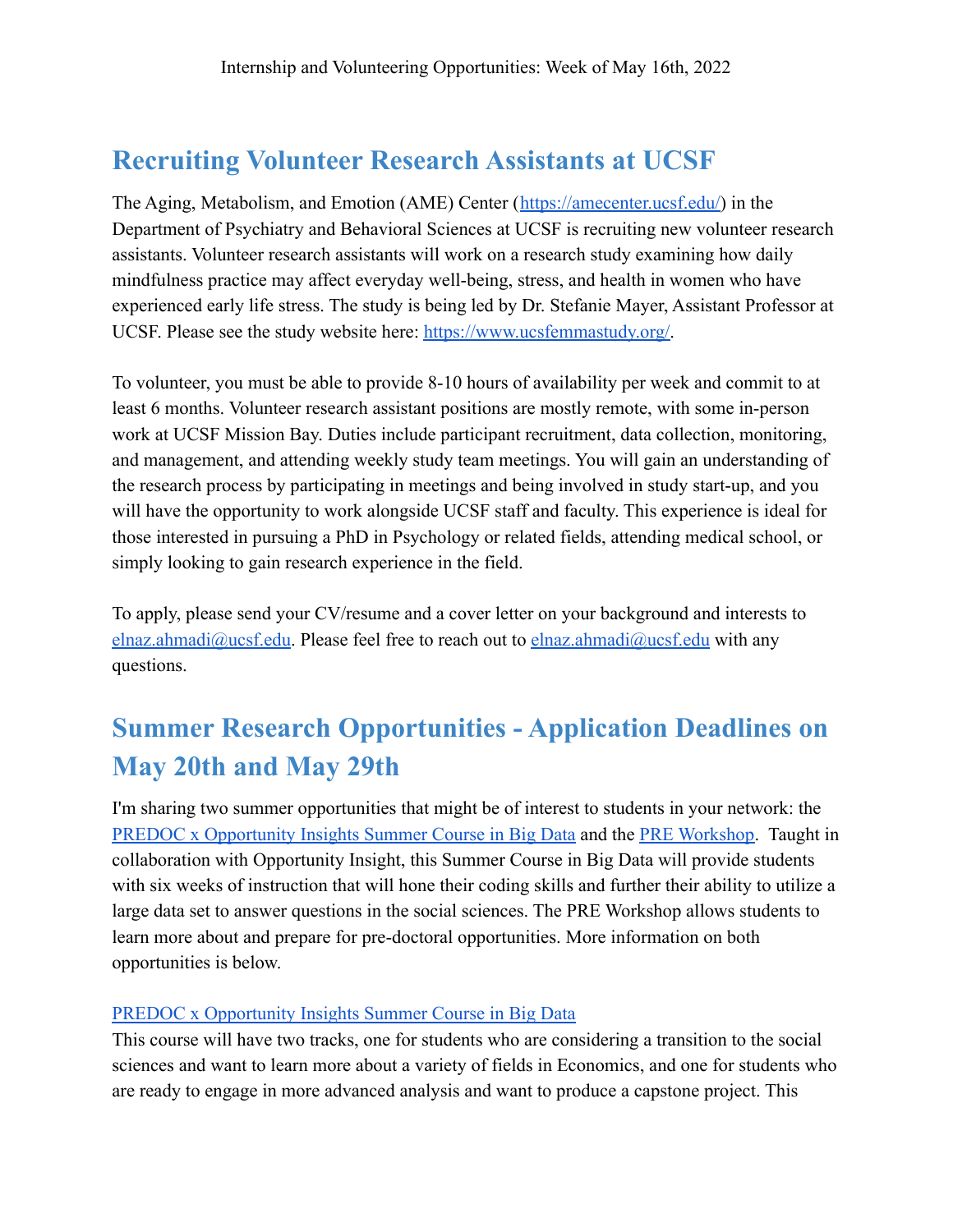Internship and Volunteering Opportunities: Week of May 16th, 2022

## Recruiting Volunteer Research Assistants at UCSF

The Aging, Metabolism, and Emotion (AME) Center (https://amecenter.ucsf.edu/) in the Department of Psychiatry and Behavioral Sciences at UCSF is recruiting new volunteer research assistants. Volunteer research assistants will work on a research study examining how daily mindfulness practice may affect everyday well-being, stress, and health in women who have experienced early life stress. The study is being led by Dr. Stefanie Mayer, Assistant Professor at UCSF. Please see the study website here: https://www.ucsfemmastudy.org/.

To volunteer, you must be able to provide 8-10 hours of availability per week and commit to at least 6 months. Volunteer research assistant positions are mostly remote, with some in-person work at UCSF Mission Bay. Duties include participant recruitment, data collection, monitoring, and management, and attending weekly study team meetings. You will gain an understanding of the research process by participating in meetings and being involved in study start-up, and you will have the opportunity to work alongside UCSF staff and faculty. This experience is ideal for those interested in pursuing a PhD in Psychology or related fields, attending medical school, or simply looking to gain research experience in the field.

To apply, please send your CV/resume and a cover letter on your background and interests to elnaz.ahmadi@ucsf.edu. Please feel free to reach out to elnaz.ahmadi@ucsf.edu with any questions.

## Summer Research Opportunities - Application Deadlines on May 20th and May 29th

I'm sharing two summer opportunities that might be of interest to students in your network: the PREDOC x Opportunity Insights Summer Course in Big Data and the PRE Workshop. Taught in collaboration with Opportunity Insight, this Summer Course in Big Data will provide students with six weeks of instruction that will hone their coding skills and further their ability to utilize a large data set to answer questions in the social sciences. The PRE Workshop allows students to learn more about and prepare for pre-doctoral opportunities. More information on both opportunities is below.

PREDOC x Opportunity Insights Summer Course in Big Data

This course will have two tracks, one for students who are considering a transition to the social sciences and want to learn more about a variety of fields in Economics, and one for students who are ready to engage in more advanced analysis and want to produce a capstone project. This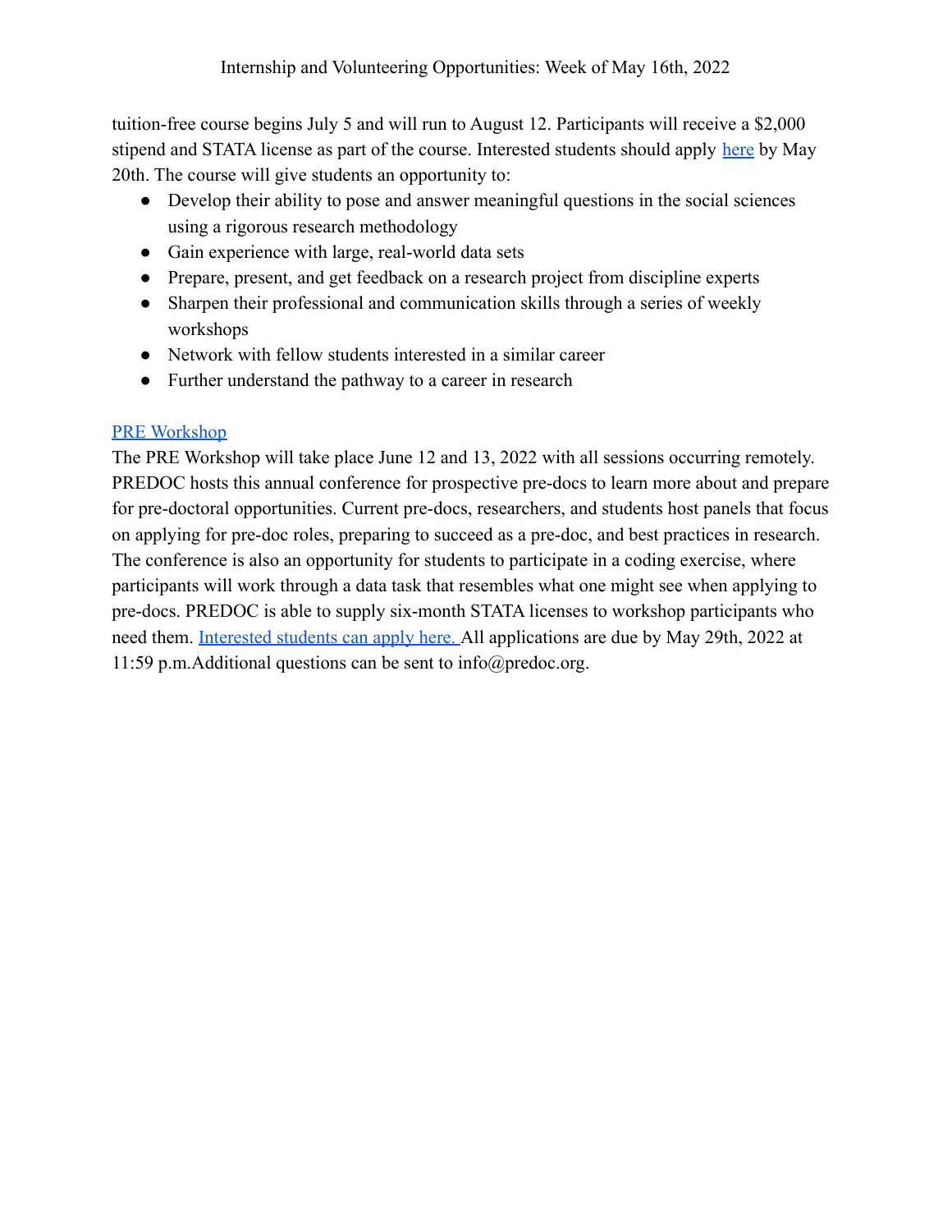tuition-free course begins July 5 and will run to August 12. Participants will receive a $2,000 stipend and STATA license as part of the course. Interested students should apply here by May 20th. The course will give students an opportunity to:

- Develop their ability to pose and answer meaningful questions in the social sciences using a rigorous research methodology
- Gain experience with large, real-world data sets
- Prepare, present, and get feedback on a research project from discipline experts
- Sharpen their professional and communication skills through a series of weekly workshops
- Network with fellow students interested in a similar career
- Further understand the pathway to a career in research

PRE Workshop

The PRE Workshop will take place June 12 and 13, 2022 with all sessions occurring remotely. PREDOC hosts this annual conference for prospective pre-docs to learn more about and prepare for pre-doctoral opportunities. Current pre-docs, researchers, and students host panels that focus on applying for pre-doc roles, preparing to succeed as a pre-doc, and best practices in research. The conference is also an opportunity for students to participate in a coding exercise, where participants will work through a data task that resembles what one might see when applying to pre-docs. PREDOC is able to supply six-month STATA licenses to workshop participants who need them. Interested students can apply here. All applications are due by May 29th, 2022 at 11:59 p.m.Additional questions can be sent to info@predoc.org.